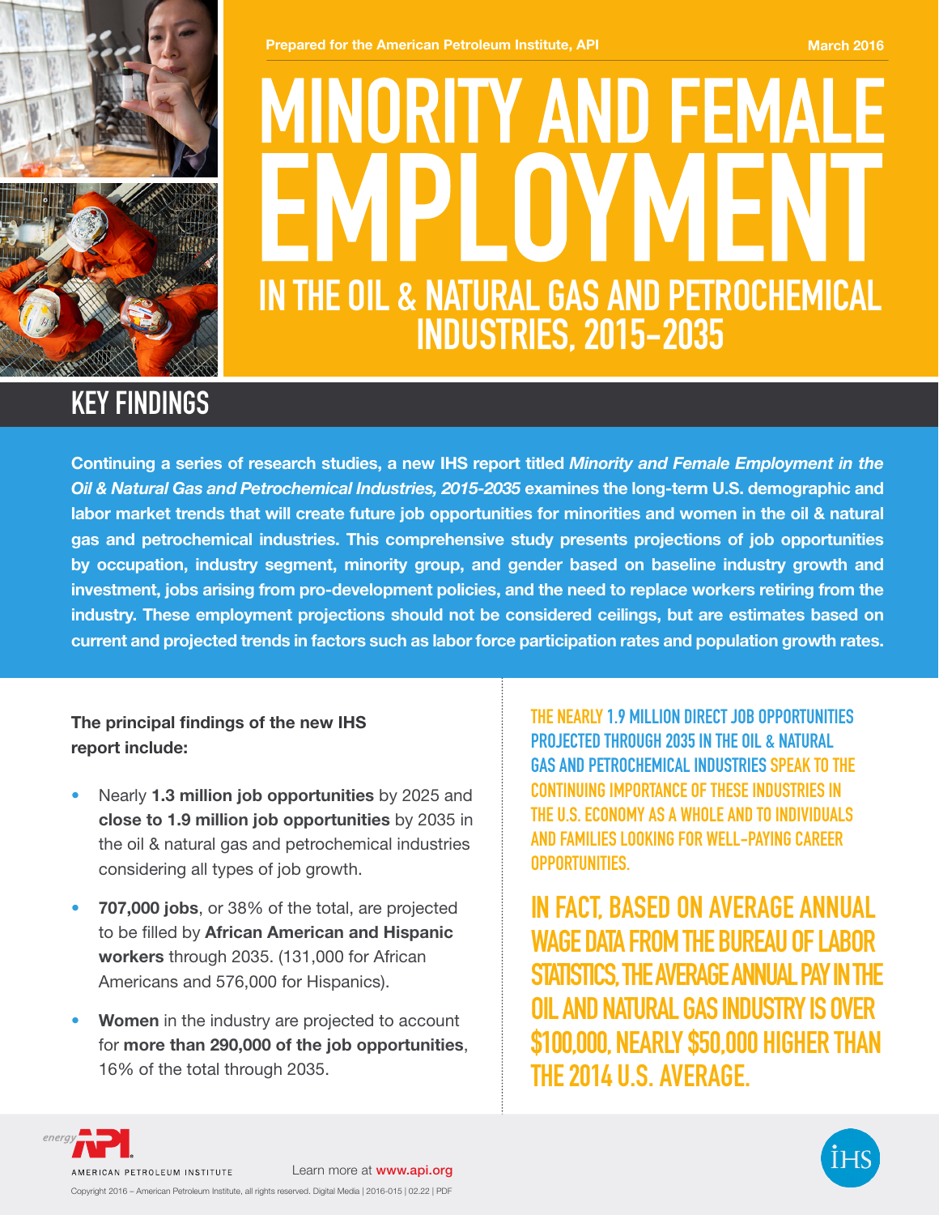Prepared for the American Petroleum Institute, API

March 2016

# MINORITY AND FEMALE EMPLOYMENT IN THE OIL & NATURAL GAS AND PETROCHEMICAL INDUSTRIES, 2015–2035

## KEY FINDINGS

**Continuing a series of research studies, a new IHS report titled *Minority and Female Employment in the Oil & Natural Gas and Petrochemical Industries, 2015-2035* examines the long-term U.S. demographic and labor market trends that will create future job opportunities for minorities and women in the oil & natural gas and petrochemical industries. This comprehensive study presents projections of job opportunities by occupation, industry segment, minority group, and gender based on baseline industry growth and investment, jobs arising from pro-development policies, and the need to replace workers retiring from the industry. These employment projections should not be considered ceilings, but are estimates based on current and projected trends in factors such as labor force participation rates and population growth rates.**

**The principal findings of the new IHS report include:**

- Nearly **1.3 million job opportunities** by 2025 and **close to 1.9 million job opportunities** by 2035 in the oil & natural gas and petrochemical industries considering all types of job growth.
- **707,000 jobs**, or 38% of the total, are projected to be filled by **African American and Hispanic workers** through 2035. (131,000 for African Americans and 576,000 for Hispanics).
- **Women** in the industry are projected to account for **more than 290,000 of the job opportunities**, 16% of the total through 2035.

THE NEARLY **1.9 MILLION DIRECT JOB OPPORTUNITIES PROJECTED THROUGH 2035 IN THE OIL & NATURAL GAS AND PETROCHEMICAL INDUSTRIES** SPEAK TO THE CONTINUING IMPORTANCE OF THESE INDUSTRIES IN THE U.S. ECONOMY AS A WHOLE AND TO INDIVIDUALS AND FAMILIES LOOKING FOR WELL-PAYING CAREER OPPORTUNITIES.

IN FACT, BASED ON AVERAGE ANNUAL WAGE DATA FROM THE BUREAU OF LABOR STATISTICS, THE AVERAGE ANNUAL PAY IN THE OIL AND NATURAL GAS INDUSTRY IS OVER $100,000, NEARLY $50,000 HIGHER THAN THE 2014 U.S. AVERAGE.

AMERICAN PETROLEUM INSTITUTE

Learn more at **www.api.org**

Copyright 2016 – American Petroleum Institute, all rights reserved. Digital Media | 2016-015 | 02.22 | PDF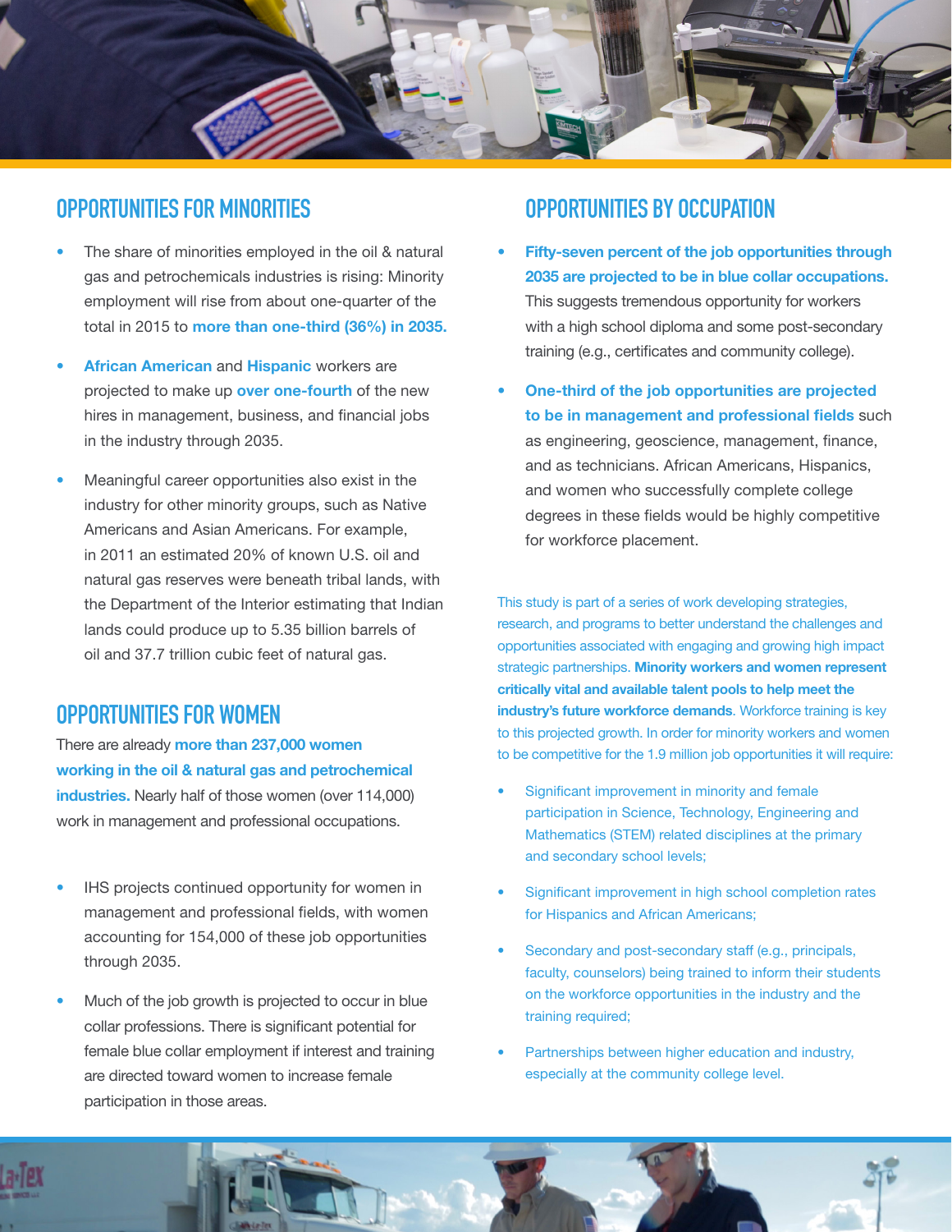## OPPORTUNITIES FOR MINORITIES

- The share of minorities employed in the oil & natural gas and petrochemicals industries is rising: Minority employment will rise from about one-quarter of the total in 2015 to **more than one-third (36%) in 2035.**
- **African American** and **Hispanic** workers are projected to make up **over one-fourth** of the new hires in management, business, and financial jobs in the industry through 2035.
- Meaningful career opportunities also exist in the industry for other minority groups, such as Native Americans and Asian Americans. For example, in 2011 an estimated 20% of known U.S. oil and natural gas reserves were beneath tribal lands, with the Department of the Interior estimating that Indian lands could produce up to 5.35 billion barrels of oil and 37.7 trillion cubic feet of natural gas.

## OPPORTUNITIES FOR WOMEN

There are already **more than 237,000 women working in the oil & natural gas and petrochemical industries.** Nearly half of those women (over 114,000) work in management and professional occupations.

- IHS projects continued opportunity for women in management and professional fields, with women accounting for 154,000 of these job opportunities through 2035.
- Much of the job growth is projected to occur in blue collar professions. There is significant potential for female blue collar employment if interest and training are directed toward women to increase female participation in those areas.

## OPPORTUNITIES BY OCCUPATION

- **Fifty-seven percent of the job opportunities through 2035 are projected to be in blue collar occupations.** This suggests tremendous opportunity for workers with a high school diploma and some post-secondary training (e.g., certificates and community college).
- **One-third of the job opportunities are projected to be in management and professional fields** such as engineering, geoscience, management, finance, and as technicians. African Americans, Hispanics, and women who successfully complete college degrees in these fields would be highly competitive for workforce placement.

This study is part of a series of work developing strategies, research, and programs to better understand the challenges and opportunities associated with engaging and growing high impact strategic partnerships. **Minority workers and women represent critically vital and available talent pools to help meet the industry's future workforce demands**. Workforce training is key to this projected growth. In order for minority workers and women to be competitive for the 1.9 million job opportunities it will require:

- Significant improvement in minority and female participation in Science, Technology, Engineering and Mathematics (STEM) related disciplines at the primary and secondary school levels;
- Significant improvement in high school completion rates for Hispanics and African Americans;
- Secondary and post-secondary staff (e.g., principals, faculty, counselors) being trained to inform their students on the workforce opportunities in the industry and the training required;
- Partnerships between higher education and industry, especially at the community college level.